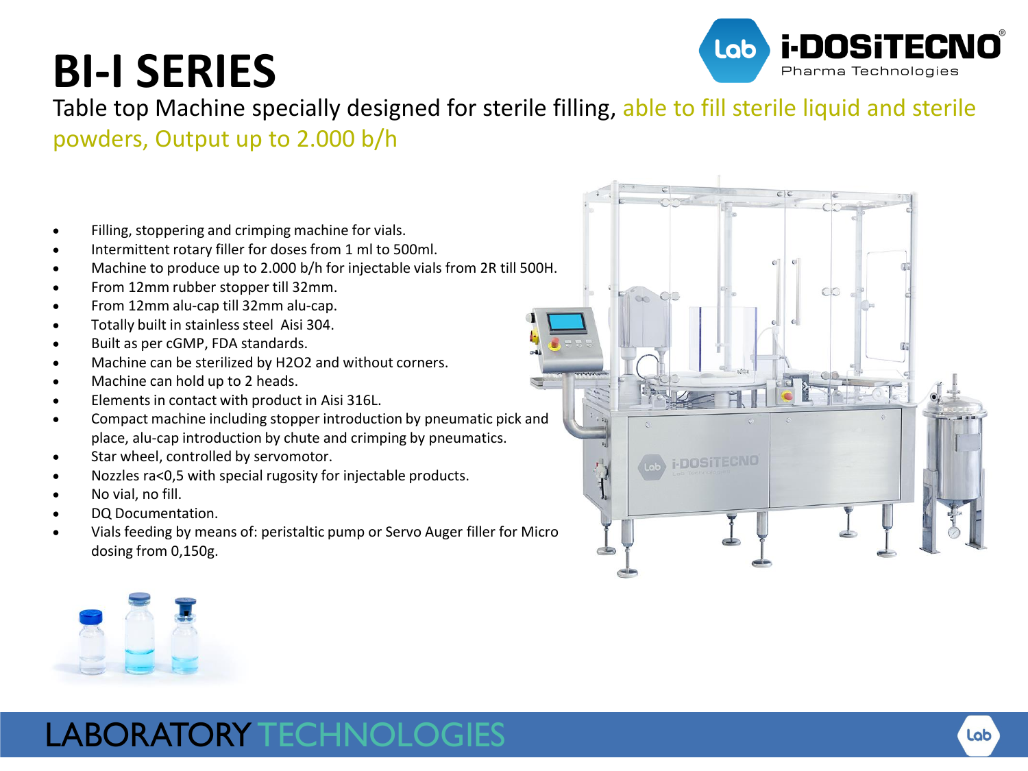# BI-I SERIES

Table top Machine specially designed for sterile filling, able to fill sterile liquid and sterile powders, Output up to 2.000 b/h

- Filling, stoppering and crimping machine for vials.
- Intermittent rotary filler for doses from 1 ml to 500ml.
- Machine to produce up to 2.000 b/h for injectable vials from 2R till 500H.
- From 12mm rubber stopper till 32mm.
- From 12mm alu-cap till 32mm alu-cap.
- Totally built in stainless steel Aisi 304.
- Built as per cGMP, FDA standards.
- Machine can be sterilized by $H_2O_2$ and without corners.
- Machine can hold up to 2 heads.
- Elements in contact with product in Aisi 316L.
- Compact machine including stopper introduction by pneumatic pick and place, alu-cap introduction by chute and crimping by pneumatics.
- Star wheel, controlled by servomotor.
- Nozzles ra<0,5 with special rugosity for injectable products.
- No vial, no fill.
- DQ Documentation.
- Vials feeding by means of: peristaltic pump or Servo Auger filler for Micro dosing from 0,150g.

LABORATORY TECHNOLOGIES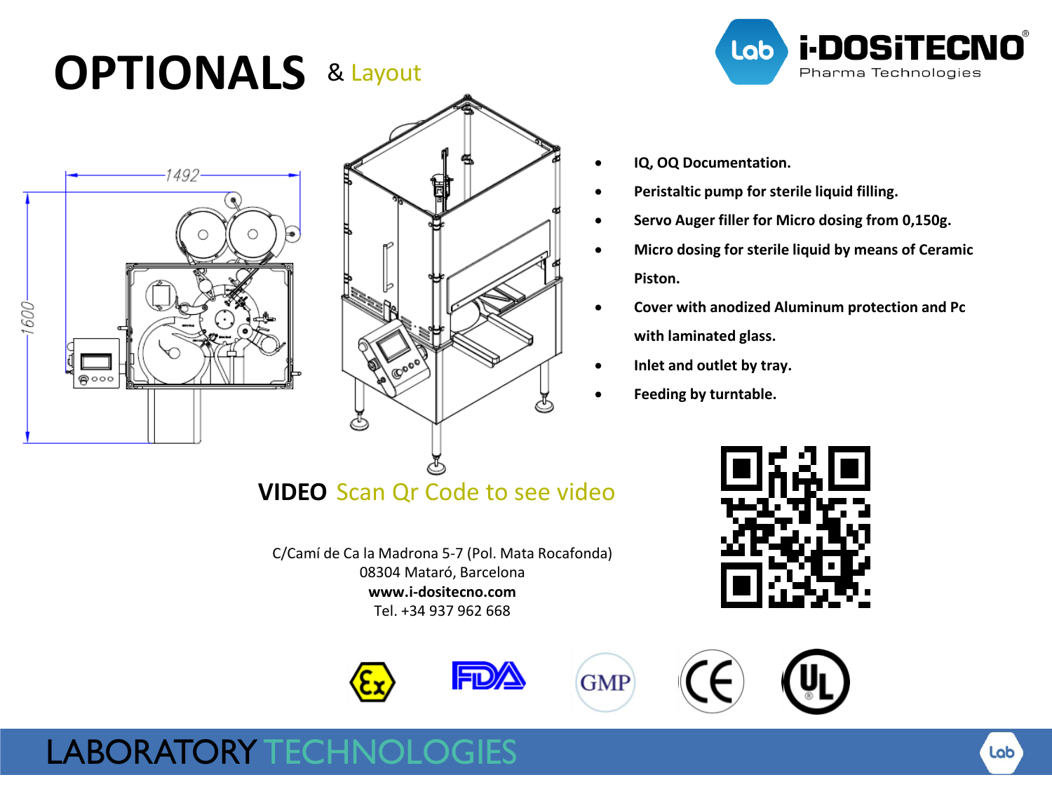# OPTIONALS & Layout

1492

1600

- IQ, OQ Documentation.
- Peristaltic pump for sterile liquid filling.
- Servo Auger filler for Micro dosing from 0,150g.
- Micro dosing for sterile liquid by means of Ceramic Piston.
- Cover with anodized Aluminum protection and Pc with laminated glass.
- Inlet and outlet by tray.
- Feeding by turntable.

## VIDEO Scan Qr Code to see video

C/Camí de Ca la Madrona 5-7 (Pol. Mata Rocafonda)
08304 Mataró, Barcelona
**www.i-dositecno.com**
Tel. +34 937 962 668

LABORATORY TECHNOLOGIES